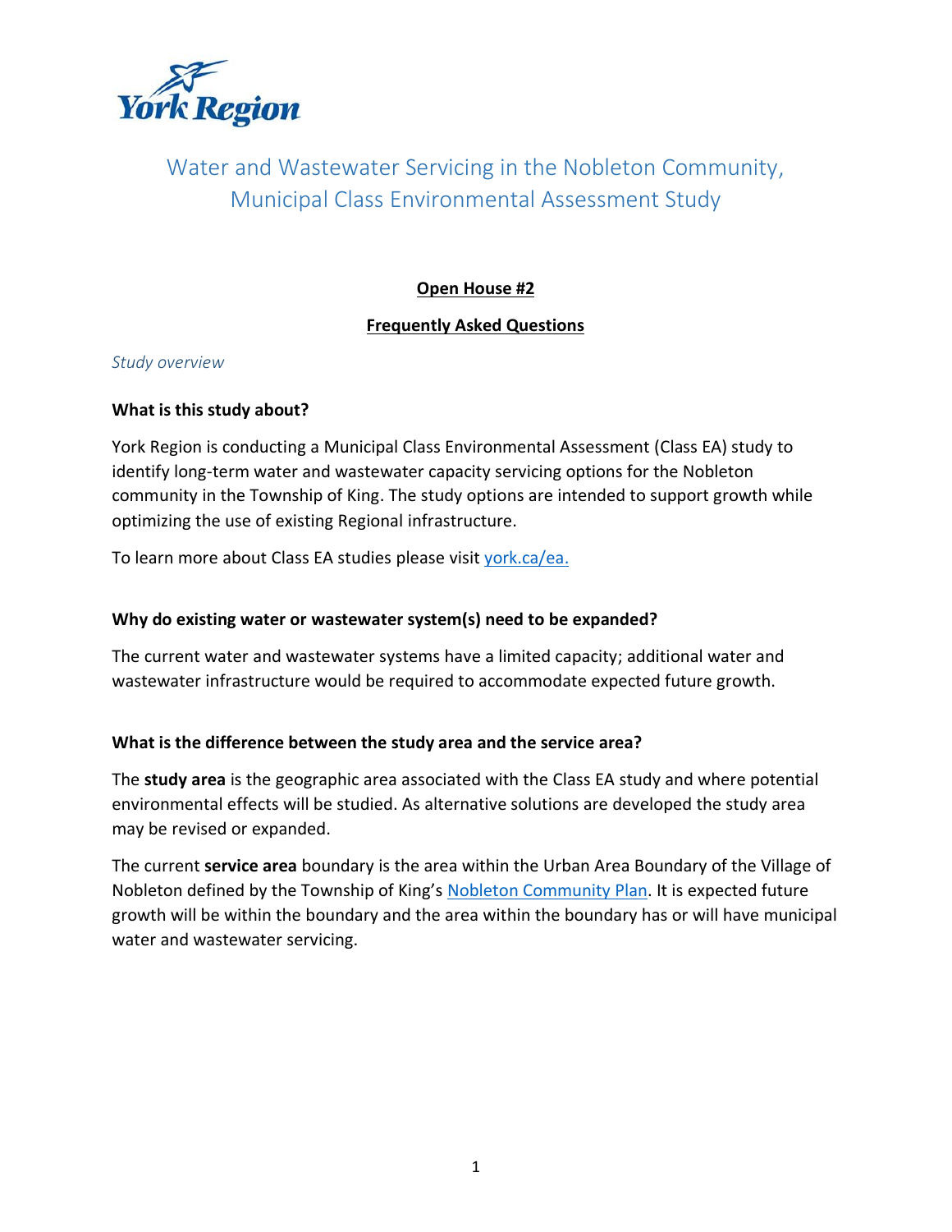York Region

# Water and Wastewater Servicing in the Nobleton Community, Municipal Class Environmental Assessment Study

## Open House #2

## Frequently Asked Questions

*Study overview*

### What is this study about?

York Region is conducting a Municipal Class Environmental Assessment (Class EA) study to identify long-term water and wastewater capacity servicing options for the Nobleton community in the Township of King. The study options are intended to support growth while optimizing the use of existing Regional infrastructure.

To learn more about Class EA studies please visit york.ca/ea.

### Why do existing water or wastewater system(s) need to be expanded?

The current water and wastewater systems have a limited capacity; additional water and wastewater infrastructure would be required to accommodate expected future growth.

### What is the difference between the study area and the service area?

The **study area** is the geographic area associated with the Class EA study and where potential environmental effects will be studied. As alternative solutions are developed the study area may be revised or expanded.

The current **service area** boundary is the area within the Urban Area Boundary of the Village of Nobleton defined by the Township of King's Nobleton Community Plan. It is expected future growth will be within the boundary and the area within the boundary has or will have municipal water and wastewater servicing.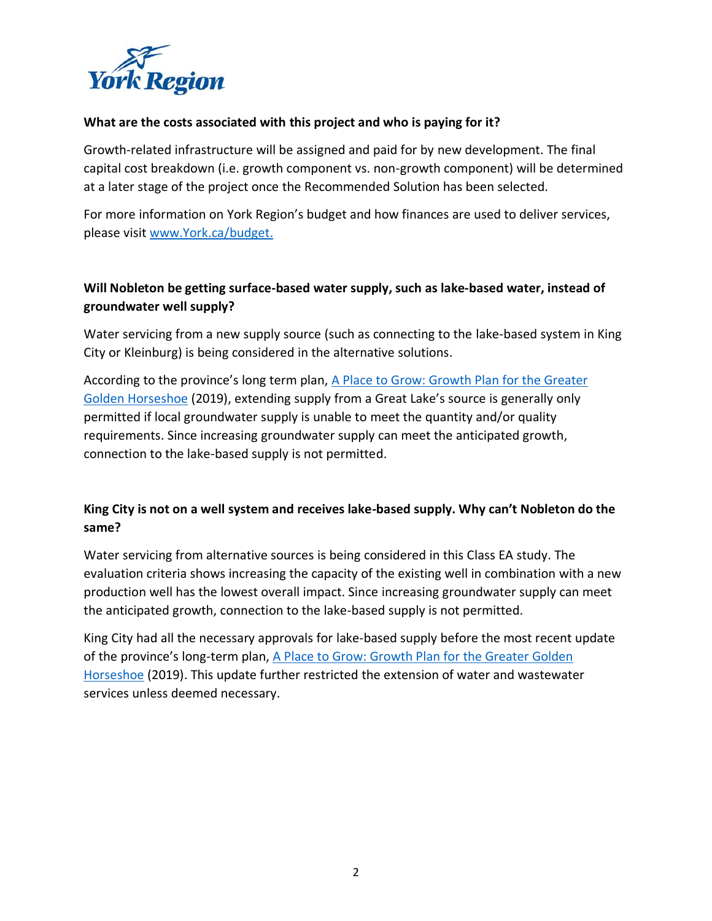**What are the costs associated with this project and who is paying for it?**

Growth-related infrastructure will be assigned and paid for by new development. The final capital cost breakdown (i.e. growth component vs. non-growth component) will be determined at a later stage of the project once the Recommended Solution has been selected.

For more information on York Region's budget and how finances are used to deliver services, please visit [www.York.ca/budget.](www.York.ca/budget)

**Will Nobleton be getting surface-based water supply, such as lake-based water, instead of groundwater well supply?**

Water servicing from a new supply source (such as connecting to the lake-based system in King City or Kleinburg) is being considered in the alternative solutions.

According to the province's long term plan, [A Place to Grow: Growth Plan for the Greater Golden Horseshoe]() (2019), extending supply from a Great Lake's source is generally only permitted if local groundwater supply is unable to meet the quantity and/or quality requirements. Since increasing groundwater supply can meet the anticipated growth, connection to the lake-based supply is not permitted.

**King City is not on a well system and receives lake-based supply. Why can't Nobleton do the same?**

Water servicing from alternative sources is being considered in this Class EA study. The evaluation criteria shows increasing the capacity of the existing well in combination with a new production well has the lowest overall impact. Since increasing groundwater supply can meet the anticipated growth, connection to the lake-based supply is not permitted.

King City had all the necessary approvals for lake-based supply before the most recent update of the province's long-term plan, [A Place to Grow: Growth Plan for the Greater Golden Horseshoe]() (2019). This update further restricted the extension of water and wastewater services unless deemed necessary.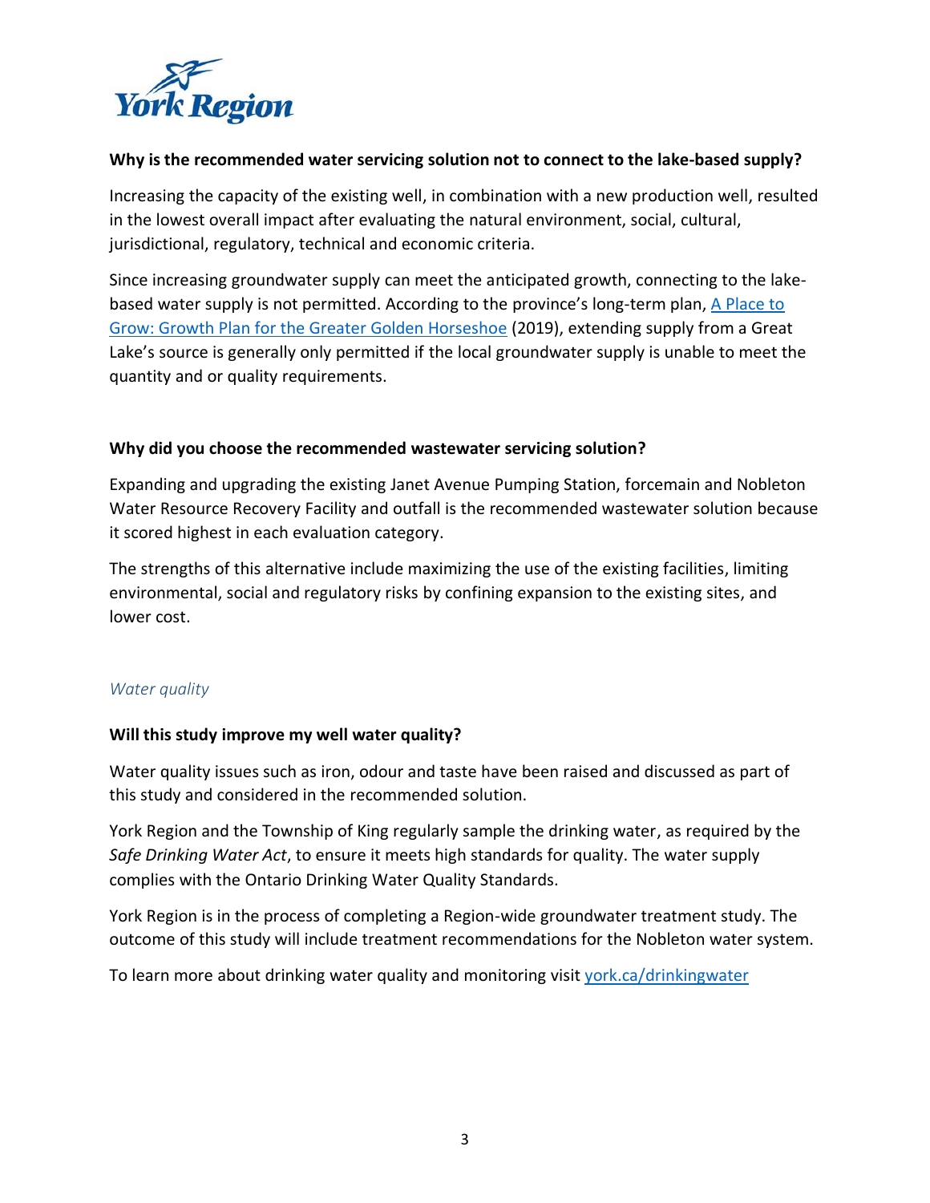**Why is the recommended water servicing solution not to connect to the lake-based supply?**

Increasing the capacity of the existing well, in combination with a new production well, resulted in the lowest overall impact after evaluating the natural environment, social, cultural, jurisdictional, regulatory, technical and economic criteria.

Since increasing groundwater supply can meet the anticipated growth, connecting to the lake-based water supply is not permitted. According to the province's long-term plan, A Place to Grow: Growth Plan for the Greater Golden Horseshoe (2019), extending supply from a Great Lake's source is generally only permitted if the local groundwater supply is unable to meet the quantity and or quality requirements.

**Why did you choose the recommended wastewater servicing solution?**

Expanding and upgrading the existing Janet Avenue Pumping Station, forcemain and Nobleton Water Resource Recovery Facility and outfall is the recommended wastewater solution because it scored highest in each evaluation category.

The strengths of this alternative include maximizing the use of the existing facilities, limiting environmental, social and regulatory risks by confining expansion to the existing sites, and lower cost.

*Water quality*

**Will this study improve my well water quality?**

Water quality issues such as iron, odour and taste have been raised and discussed as part of this study and considered in the recommended solution.

York Region and the Township of King regularly sample the drinking water, as required by the *Safe Drinking Water Act*, to ensure it meets high standards for quality. The water supply complies with the Ontario Drinking Water Quality Standards.

York Region is in the process of completing a Region-wide groundwater treatment study. The outcome of this study will include treatment recommendations for the Nobleton water system.

To learn more about drinking water quality and monitoring visit york.ca/drinkingwater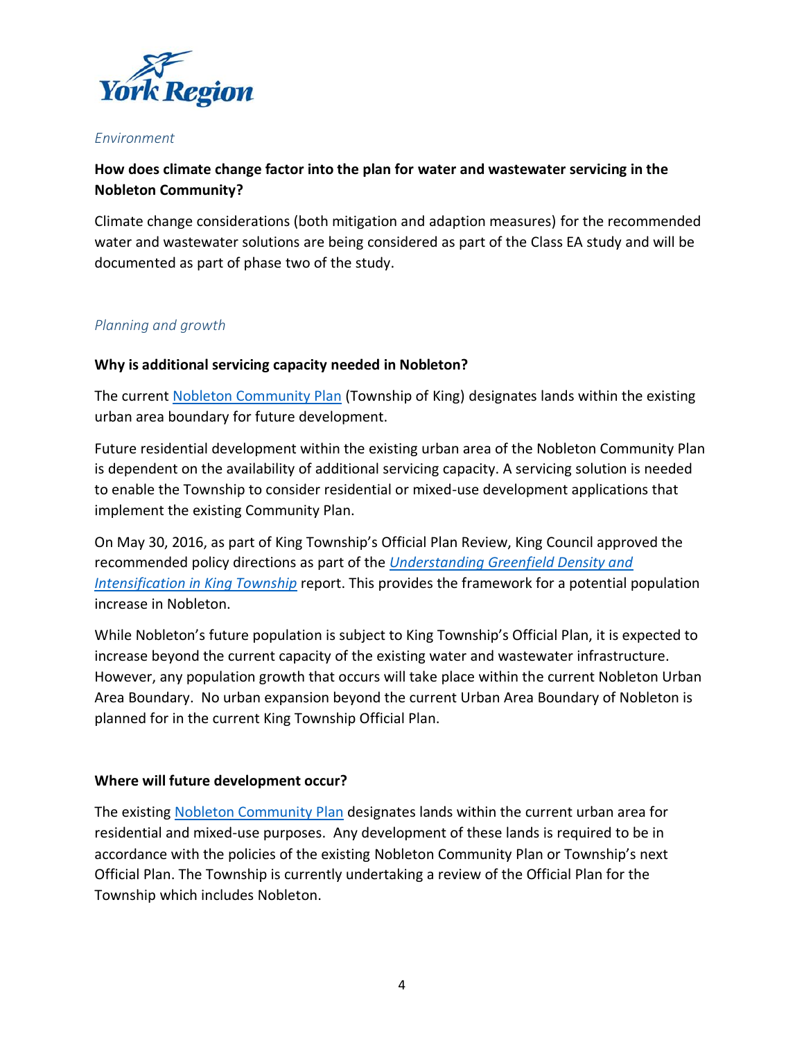*Environment*

**How does climate change factor into the plan for water and wastewater servicing in the Nobleton Community?**

Climate change considerations (both mitigation and adaption measures) for the recommended water and wastewater solutions are being considered as part of the Class EA study and will be documented as part of phase two of the study.

*Planning and growth*

**Why is additional servicing capacity needed in Nobleton?**

The current Nobleton Community Plan (Township of King) designates lands within the existing urban area boundary for future development.

Future residential development within the existing urban area of the Nobleton Community Plan is dependent on the availability of additional servicing capacity. A servicing solution is needed to enable the Township to consider residential or mixed-use development applications that implement the existing Community Plan.

On May 30, 2016, as part of King Township's Official Plan Review, King Council approved the recommended policy directions as part of the *Understanding Greenfield Density and Intensification in King Township* report. This provides the framework for a potential population increase in Nobleton.

While Nobleton's future population is subject to King Township's Official Plan, it is expected to increase beyond the current capacity of the existing water and wastewater infrastructure. However, any population growth that occurs will take place within the current Nobleton Urban Area Boundary. No urban expansion beyond the current Urban Area Boundary of Nobleton is planned for in the current King Township Official Plan.

**Where will future development occur?**

The existing Nobleton Community Plan designates lands within the current urban area for residential and mixed-use purposes. Any development of these lands is required to be in accordance with the policies of the existing Nobleton Community Plan or Township's next Official Plan. The Township is currently undertaking a review of the Official Plan for the Township which includes Nobleton.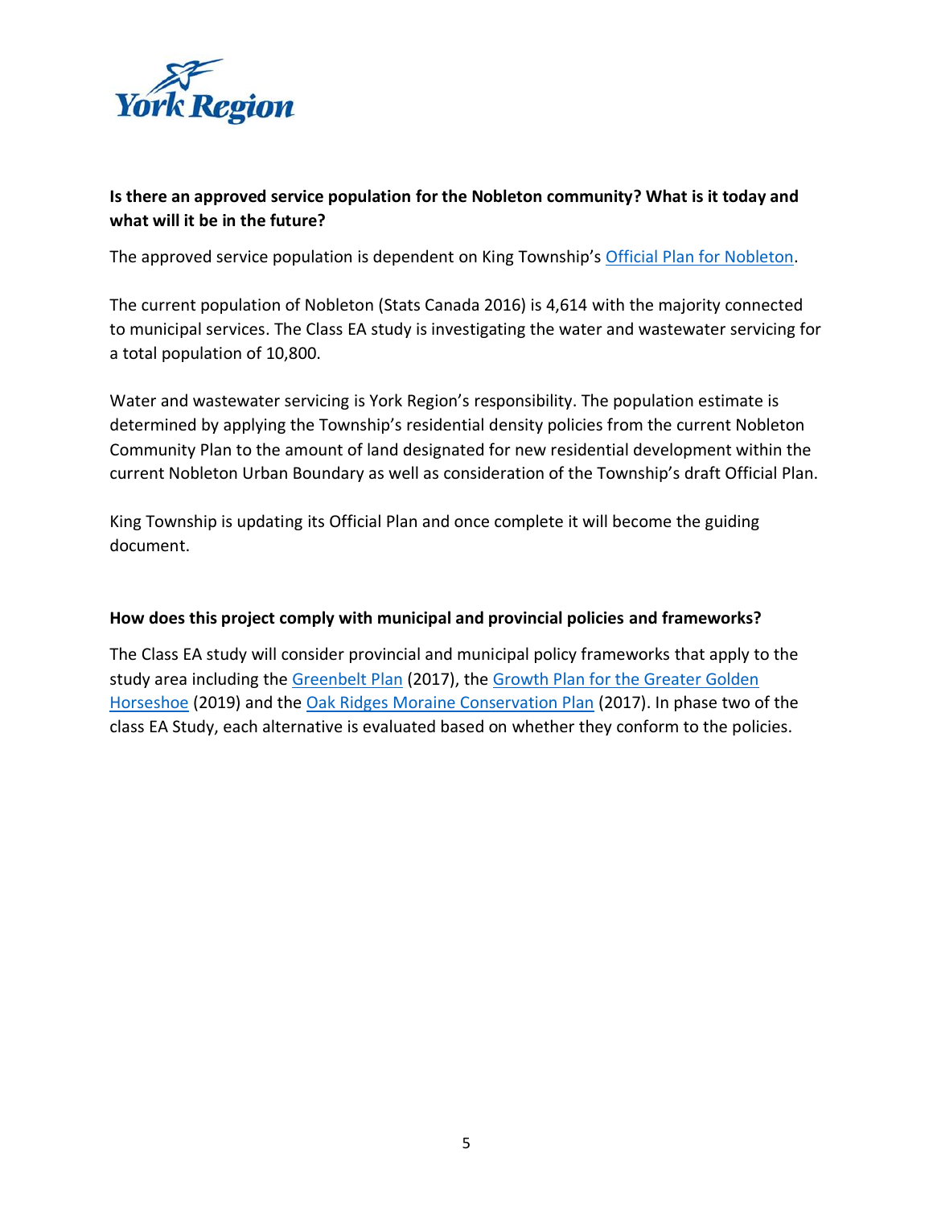**Is there an approved service population for the Nobleton community? What is it today and what will it be in the future?**

The approved service population is dependent on King Township's Official Plan for Nobleton.

The current population of Nobleton (Stats Canada 2016) is 4,614 with the majority connected to municipal services. The Class EA study is investigating the water and wastewater servicing for a total population of 10,800.

Water and wastewater servicing is York Region's responsibility. The population estimate is determined by applying the Township's residential density policies from the current Nobleton Community Plan to the amount of land designated for new residential development within the current Nobleton Urban Boundary as well as consideration of the Township's draft Official Plan.

King Township is updating its Official Plan and once complete it will become the guiding document.

**How does this project comply with municipal and provincial policies and frameworks?**

The Class EA study will consider provincial and municipal policy frameworks that apply to the study area including the Greenbelt Plan (2017), the Growth Plan for the Greater Golden Horseshoe (2019) and the Oak Ridges Moraine Conservation Plan (2017). In phase two of the class EA Study, each alternative is evaluated based on whether they conform to the policies.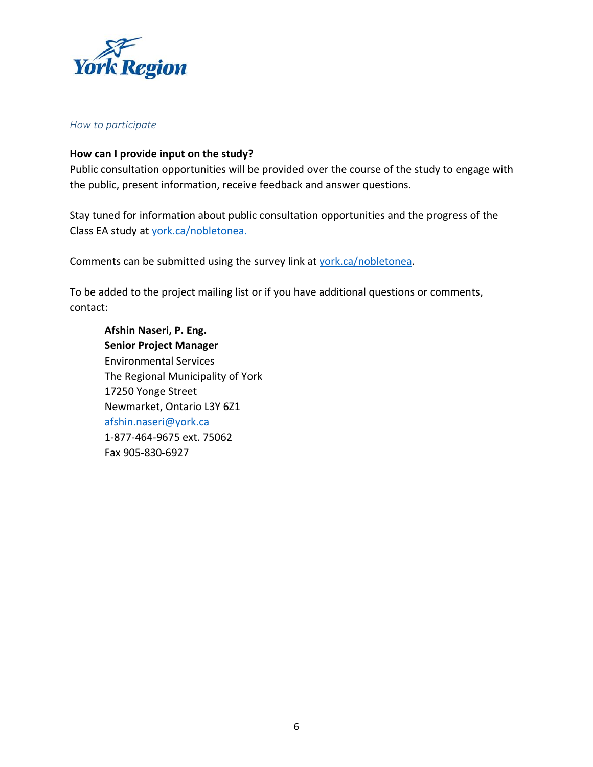*How to participate*

**How can I provide input on the study?**

Public consultation opportunities will be provided over the course of the study to engage with the public, present information, receive feedback and answer questions.

Stay tuned for information about public consultation opportunities and the progress of the Class EA study at york.ca/nobletonea.

Comments can be submitted using the survey link at york.ca/nobletonea.

To be added to the project mailing list or if you have additional questions or comments, contact:

> **Afshin Naseri, P. Eng.**
> **Senior Project Manager**
> Environmental Services
> The Regional Municipality of York
> 17250 Yonge Street
> Newmarket, Ontario L3Y 6Z1
> afshin.naseri@york.ca
> 1-877-464-9675 ext. 75062
> Fax 905-830-6927